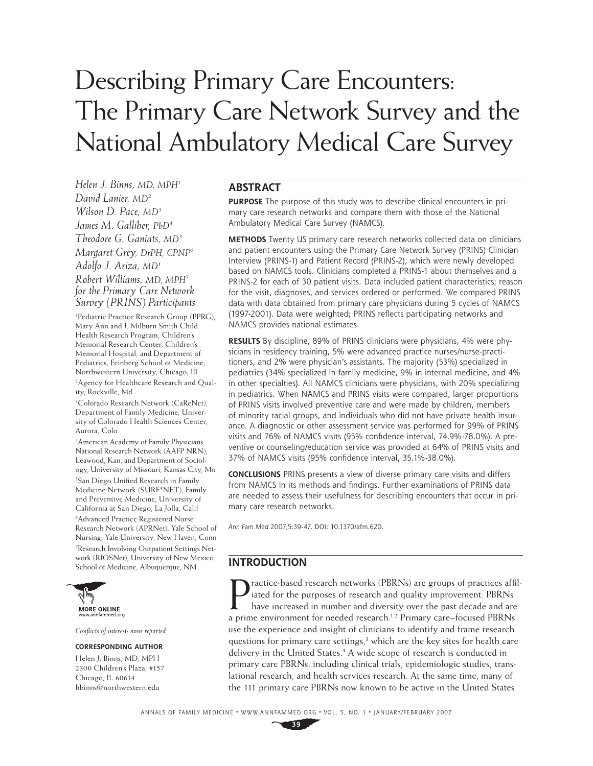# Describing Primary Care Encounters: The Primary Care Network Survey and the National Ambulatory Medical Care Survey

*Helen J. Binns, MD, MPH*[1]
*David Lanier, MD*[2]
*Wilson D. Pace, MD*[3]
*James M. Galliher, PhD*[4]
*Theodore G. Ganiats, MD*[5]
*Margaret Grey, DrPH, CPNP*[6]
*Adolfo J. Ariza, MD*[1]
*Robert Williams, MD, MPH*[7]
*for the Primary Care Network Survey (PRINS) Participants*

[1]Pediatric Practice Research Group (PPRG), Mary Ann and J. Milburn Smith Child Health Research Program, Children's Memorial Research Center, Children's Memorial Hospital, and Department of Pediatrics, Feinberg School of Medicine, Northwestern University, Chicago, Ill

[2]Agency for Healthcare Research and Quality, Rockville, Md

[3]Colorado Research Network (CaReNet), Department of Family Medicine, University of Colorado Health Sciences Center, Aurora, Colo

[4]American Academy of Family Physicians National Research Network (AAFP NRN), Leawood, Kan, and Department of Sociology, University of Missouri, Kansas City, Mo

[5]San Diego Unified Research in Family Medicine Network (SURF*NET), Family and Preventive Medicine, University of California at San Diego, La Jolla, Calif

[6]Advanced Practice Registered Nurse Research Network (APRNet), Yale School of Nursing, Yale University, New Haven, Conn

[7]Research Involving Outpatient Settings Network (RIOSNet), University of New Mexico School of Medicine, Albuquerque, NM

MORE ONLINE
www.annfammed.org

*Conflicts of interest: none reported*

**CORRESPONDING AUTHOR**

Helen J. Binns, MD, MPH
2300 Children's Plaza, #157
Chicago, IL 60614
hbinns@northwestern.edu

## ABSTRACT

**PURPOSE** The purpose of this study was to describe clinical encounters in primary care research networks and compare them with those of the National Ambulatory Medical Care Survey (NAMCS).

**METHODS** Twenty US primary care research networks collected data on clinicians and patient encounters using the Primary Care Network Survey (PRINS) Clinician Interview (PRINS-1) and Patient Record (PRINS-2), which were newly developed based on NAMCS tools. Clinicians completed a PRINS-1 about themselves and a PRINS-2 for each of 30 patient visits. Data included patient characteristics; reason for the visit, diagnoses, and services ordered or performed. We compared PRINS data with data obtained from primary care physicians during 5 cycles of NAMCS (1997-2001). Data were weighted; PRINS reflects participating networks and NAMCS provides national estimates.

**RESULTS** By discipline, 89% of PRINS clinicians were physicians, 4% were physicians in residency training, 5% were advanced practice nurses/nurse-practitioners, and 2% were physician's assistants. The majority (53%) specialized in pediatrics (34% specialized in family medicine, 9% in internal medicine, and 4% in other specialties). All NAMCS clinicians were physicians, with 20% specializing in pediatrics. When NAMCS and PRINS visits were compared, larger proportions of PRINS visits involved preventive care and were made by children, members of minority racial groups, and individuals who did not have private health insurance. A diagnostic or other assessment service was performed for 99% of PRINS visits and 76% of NAMCS visits (95% confidence interval, 74.9%-78.0%). A preventive or counseling/education service was provided at 64% of PRINS visits and 37% of NAMCS visits (95% confidence interval, 35.1%-38.0%).

**CONCLUSIONS** PRINS presents a view of diverse primary care visits and differs from NAMCS in its methods and findings. Further examinations of PRINS data are needed to assess their usefulness for describing encounters that occur in primary care research networks.

*Ann Fam Med* 2007;5:39-47. DOI: 10.1370/afm.620.

## INTRODUCTION

Practice-based research networks (PBRNs) are groups of practices affiliated for the purposes of research and quality improvement. PBRNs have increased in number and diversity over the past decade and are a prime environment for needed research.[1,2] Primary care–focused PBRNs use the experience and insight of clinicians to identify and frame research questions for primary care settings,[3] which are the key sites for health care delivery in the United States.[4] A wide scope of research is conducted in primary care PBRNs, including clinical trials, epidemiologic studies, translational research, and health services research. At the same time, many of the 111 primary care PBRNs now known to be active in the United States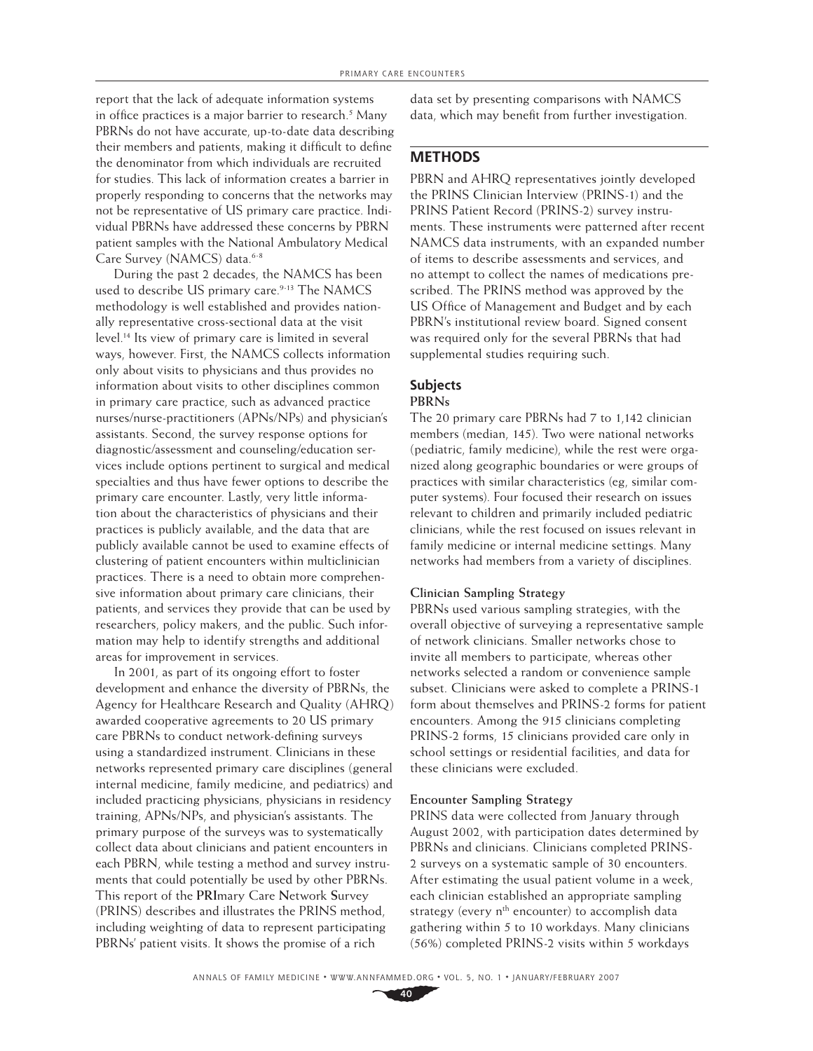report that the lack of adequate information systems in office practices is a major barrier to research.[5] Many PBRNs do not have accurate, up-to-date data describing their members and patients, making it difficult to define the denominator from which individuals are recruited for studies. This lack of information creates a barrier in properly responding to concerns that the networks may not be representative of US primary care practice. Individual PBRNs have addressed these concerns by PBRN patient samples with the National Ambulatory Medical Care Survey (NAMCS) data.[6-8]

During the past 2 decades, the NAMCS has been used to describe US primary care.[9-13] The NAMCS methodology is well established and provides nationally representative cross-sectional data at the visit level.[14] Its view of primary care is limited in several ways, however. First, the NAMCS collects information only about visits to physicians and thus provides no information about visits to other disciplines common in primary care practice, such as advanced practice nurses/nurse-practitioners (APNs/NPs) and physician's assistants. Second, the survey response options for diagnostic/assessment and counseling/education services include options pertinent to surgical and medical specialties and thus have fewer options to describe the primary care encounter. Lastly, very little information about the characteristics of physicians and their practices is publicly available, and the data that are publicly available cannot be used to examine effects of clustering of patient encounters within multiclinician practices. There is a need to obtain more comprehensive information about primary care clinicians, their patients, and services they provide that can be used by researchers, policy makers, and the public. Such information may help to identify strengths and additional areas for improvement in services.

In 2001, as part of its ongoing effort to foster development and enhance the diversity of PBRNs, the Agency for Healthcare Research and Quality (AHRQ) awarded cooperative agreements to 20 US primary care PBRNs to conduct network-defining surveys using a standardized instrument. Clinicians in these networks represented primary care disciplines (general internal medicine, family medicine, and pediatrics) and included practicing physicians, physicians in residency training, APNs/NPs, and physician's assistants. The primary purpose of the surveys was to systematically collect data about clinicians and patient encounters in each PBRN, while testing a method and survey instruments that could potentially be used by other PBRNs. This report of the **PRI**mary Care **N**etwork **S**urvey (PRINS) describes and illustrates the PRINS method, including weighting of data to represent participating PBRNs' patient visits. It shows the promise of a rich data set by presenting comparisons with NAMCS data, which may benefit from further investigation.

## METHODS

PBRN and AHRQ representatives jointly developed the PRINS Clinician Interview (PRINS-1) and the PRINS Patient Record (PRINS-2) survey instruments. These instruments were patterned after recent NAMCS data instruments, with an expanded number of items to describe assessments and services, and no attempt to collect the names of medications prescribed. The PRINS method was approved by the US Office of Management and Budget and by each PBRN's institutional review board. Signed consent was required only for the several PBRNs that had supplemental studies requiring such.

### Subjects

#### PBRNs

The 20 primary care PBRNs had 7 to 1,142 clinician members (median, 145). Two were national networks (pediatric, family medicine), while the rest were organized along geographic boundaries or were groups of practices with similar characteristics (eg, similar computer systems). Four focused their research on issues relevant to children and primarily included pediatric clinicians, while the rest focused on issues relevant in family medicine or internal medicine settings. Many networks had members from a variety of disciplines.

#### Clinician Sampling Strategy

PBRNs used various sampling strategies, with the overall objective of surveying a representative sample of network clinicians. Smaller networks chose to invite all members to participate, whereas other networks selected a random or convenience sample subset. Clinicians were asked to complete a PRINS-1 form about themselves and PRINS-2 forms for patient encounters. Among the 915 clinicians completing PRINS-2 forms, 15 clinicians provided care only in school settings or residential facilities, and data for these clinicians were excluded.

#### Encounter Sampling Strategy

PRINS data were collected from January through August 2002, with participation dates determined by PBRNs and clinicians. Clinicians completed PRINS-2 surveys on a systematic sample of 30 encounters. After estimating the usual patient volume in a week, each clinician established an appropriate sampling strategy (every $n^{th}$ encounter) to accomplish data gathering within 5 to 10 workdays. Many clinicians (56%) completed PRINS-2 visits within 5 workdays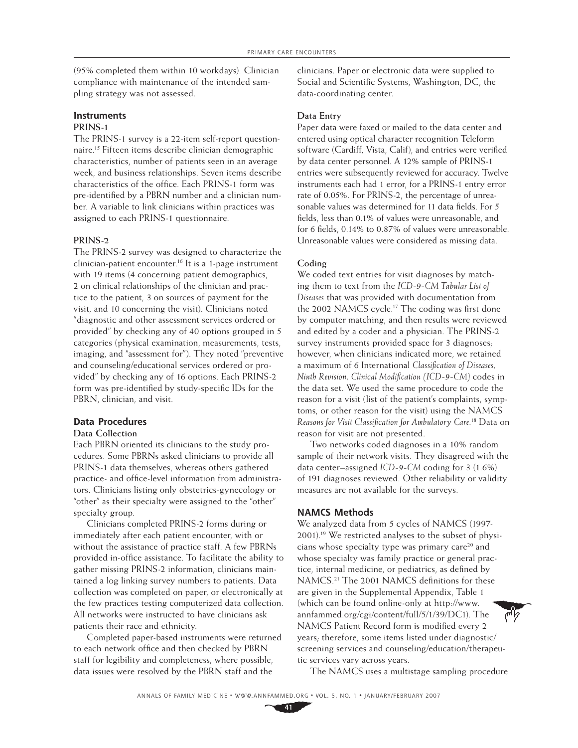(95% completed them within 10 workdays). Clinician compliance with maintenance of the intended sampling strategy was not assessed.

## Instruments

### PRINS-1

The PRINS-1 survey is a 22-item self-report questionnaire.[15] Fifteen items describe clinician demographic characteristics, number of patients seen in an average week, and business relationships. Seven items describe characteristics of the office. Each PRINS-1 form was pre-identified by a PBRN number and a clinician number. A variable to link clinicians within practices was assigned to each PRINS-1 questionnaire.

### PRINS-2

The PRINS-2 survey was designed to characterize the clinician-patient encounter.[16] It is a 1-page instrument with 19 items (4 concerning patient demographics, 2 on clinical relationships of the clinician and practice to the patient, 3 on sources of payment for the visit, and 10 concerning the visit). Clinicians noted "diagnostic and other assessment services ordered or provided" by checking any of 40 options grouped in 5 categories (physical examination, measurements, tests, imaging, and "assessment for"). They noted "preventive and counseling/educational services ordered or provided" by checking any of 16 options. Each PRINS-2 form was pre-identified by study-specific IDs for the PBRN, clinician, and visit.

## Data Procedures

### Data Collection

Each PBRN oriented its clinicians to the study procedures. Some PBRNs asked clinicians to provide all PRINS-1 data themselves, whereas others gathered practice- and office-level information from administrators. Clinicians listing only obstetrics-gynecology or "other" as their specialty were assigned to the "other" specialty group.

Clinicians completed PRINS-2 forms during or immediately after each patient encounter, with or without the assistance of practice staff. A few PBRNs provided in-office assistance. To facilitate the ability to gather missing PRINS-2 information, clinicians maintained a log linking survey numbers to patients. Data collection was completed on paper, or electronically at the few practices testing computerized data collection. All networks were instructed to have clinicians ask patients their race and ethnicity.

Completed paper-based instruments were returned to each network office and then checked by PBRN staff for legibility and completeness; where possible, data issues were resolved by the PBRN staff and the clinicians. Paper or electronic data were supplied to Social and Scientific Systems, Washington, DC, the data-coordinating center.

### Data Entry

Paper data were faxed or mailed to the data center and entered using optical character recognition Teleform software (Cardiff, Vista, Calif), and entries were verified by data center personnel. A 12% sample of PRINS-1 entries were subsequently reviewed for accuracy. Twelve instruments each had 1 error, for a PRINS-1 entry error rate of 0.05%. For PRINS-2, the percentage of unreasonable values was determined for 11 data fields. For 5 fields, less than 0.1% of values were unreasonable, and for 6 fields, 0.14% to 0.87% of values were unreasonable. Unreasonable values were considered as missing data.

### Coding

We coded text entries for visit diagnoses by matching them to text from the *ICD-9-CM Tabular List of Diseases* that was provided with documentation from the 2002 NAMCS cycle.[17] The coding was first done by computer matching, and then results were reviewed and edited by a coder and a physician. The PRINS-2 survey instruments provided space for 3 diagnoses; however, when clinicians indicated more, we retained a maximum of 6 International *Classification of Diseases, Ninth Revision, Clinical Modification (ICD-9-CM)* codes in the data set. We used the same procedure to code the reason for a visit (list of the patient's complaints, symptoms, or other reason for the visit) using the NAMCS *Reasons for Visit Classification for Ambulatory Care*.[18] Data on reason for visit are not presented.

Two networks coded diagnoses in a 10% random sample of their network visits. They disagreed with the data center–assigned *ICD-9-CM* coding for 3 (1.6%) of 191 diagnoses reviewed. Other reliability or validity measures are not available for the surveys.

## NAMCS Methods

We analyzed data from 5 cycles of NAMCS (1997-2001).[19] We restricted analyses to the subset of physicians whose specialty type was primary care[20] and whose specialty was family practice or general practice, internal medicine, or pediatrics, as defined by NAMCS.[21] The 2001 NAMCS definitions for these are given in the Supplemental Appendix, Table 1 (which can be found online-only at http://www.annfammed.org/cgi/content/full/5/1/39/DC1). The NAMCS Patient Record form is modified every 2 years; therefore, some items listed under diagnostic/screening services and counseling/education/therapeutic services vary across years.

The NAMCS uses a multistage sampling procedure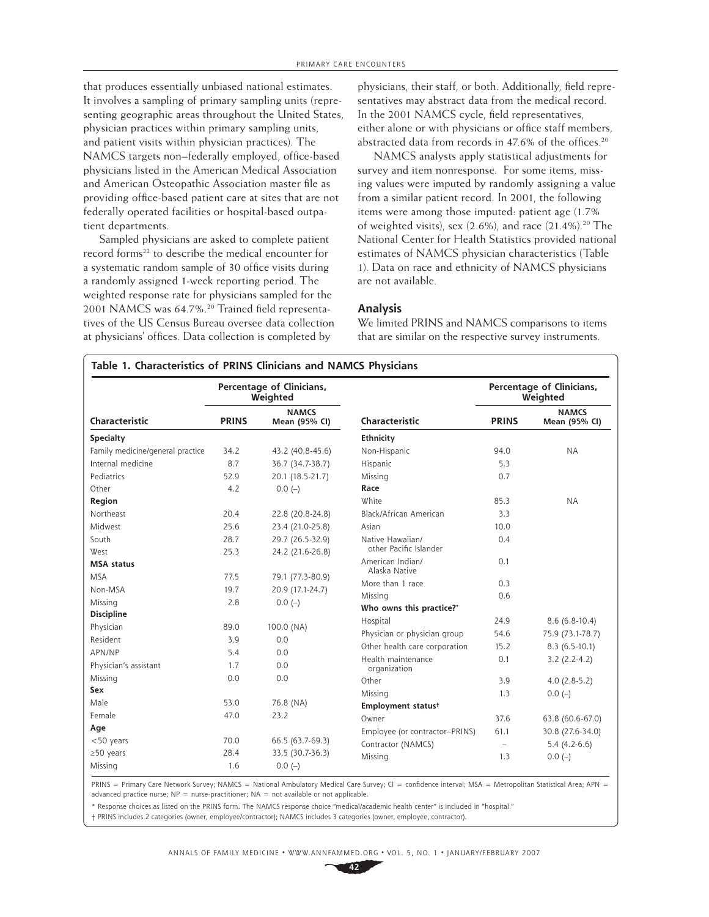that produces essentially unbiased national estimates. It involves a sampling of primary sampling units (representing geographic areas throughout the United States, physician practices within primary sampling units, and patient visits within physician practices). The NAMCS targets non–federally employed, office-based physicians listed in the American Medical Association and American Osteopathic Association master file as providing office-based patient care at sites that are not federally operated facilities or hospital-based outpatient departments.

Sampled physicians are asked to complete patient record forms[22] to describe the medical encounter for a systematic random sample of 30 office visits during a randomly assigned 1-week reporting period. The weighted response rate for physicians sampled for the 2001 NAMCS was 64.7%.[20] Trained field representatives of the US Census Bureau oversee data collection at physicians' offices. Data collection is completed by physicians, their staff, or both. Additionally, field representatives may abstract data from the medical record. In the 2001 NAMCS cycle, field representatives, either alone or with physicians or office staff members, abstracted data from records in 47.6% of the offices.[20]

NAMCS analysts apply statistical adjustments for survey and item nonresponse. For some items, missing values were imputed by randomly assigning a value from a similar patient record. In 2001, the following items were among those imputed: patient age (1.7% of weighted visits), sex (2.6%), and race (21.4%).[20] The National Center for Health Statistics provided national estimates of NAMCS physician characteristics (Table 1). Data on race and ethnicity of NAMCS physicians are not available.

## Analysis

We limited PRINS and NAMCS comparisons to items that are similar on the respective survey instruments.

**Table 1. Characteristics of PRINS Clinicians and NAMCS Physicians**

| Characteristic | Percentage of Clinicians, Weighted | |
|---|---|---|
| | PRINS | NAMCS Mean (95% CI) |
| **Specialty** | | |
| Family medicine/general practice | 34.2 | 43.2 (40.8-45.6) |
| Internal medicine | 8.7 | 36.7 (34.7-38.7) |
| Pediatrics | 52.9 | 20.1 (18.5-21.7) |
| Other | 4.2 | 0.0 (–) |
| **Region** | | |
| Northeast | 20.4 | 22.8 (20.8-24.8) |
| Midwest | 25.6 | 23.4 (21.0-25.8) |
| South | 28.7 | 29.7 (26.5-32.9) |
| West | 25.3 | 24.2 (21.6-26.8) |
| **MSA status** | | |
| MSA | 77.5 | 79.1 (77.3-80.9) |
| Non-MSA | 19.7 | 20.9 (17.1-24.7) |
| Missing | 2.8 | 0.0 (–) |
| **Discipline** | | |
| Physician | 89.0 | 100.0 (NA) |
| Resident | 3.9 | 0.0 |
| APN/NP | 5.4 | 0.0 |
| Physician's assistant | 1.7 | 0.0 |
| Missing | 0.0 | 0.0 |
| **Sex** | | |
| Male | 53.0 | 76.8 (NA) |
| Female | 47.0 | 23.2 |
| **Age** | | |
| <50 years | 70.0 | 66.5 (63.7-69.3) |
| ≥50 years | 28.4 | 33.5 (30.7-36.3) |
| Missing | 1.6 | 0.0 (–) |
| **Ethnicity** | | |
| Non-Hispanic | 94.0 | NA |
| Hispanic | 5.3 | |
| Missing | 0.7 | |
| **Race** | | |
| White | 85.3 | NA |
| Black/African American | 3.3 | |
| Asian | 10.0 | |
| Native Hawaiian/other Pacific Islander | 0.4 | |
| American Indian/Alaska Native | 0.1 | |
| More than 1 race | 0.3 | |
| Missing | 0.6 | |
| **Who owns this practice?*** | | |
| Hospital | 24.9 | 8.6 (6.8-10.4) |
| Physician or physician group | 54.6 | 75.9 (73.1-78.7) |
| Other health care corporation | 15.2 | 8.3 (6.5-10.1) |
| Health maintenance organization | 0.1 | 3.2 (2.2-4.2) |
| Other | 3.9 | 4.0 (2.8-5.2) |
| Missing | 1.3 | 0.0 (–) |
| **Employment status†** | | |
| Owner | 37.6 | 63.8 (60.6-67.0) |
| Employee (or contractor–PRINS) | 61.1 | 30.8 (27.6-34.0) |
| Contractor (NAMCS) | – | 5.4 (4.2-6.6) |
| Missing | 1.3 | 0.0 (–) |

PRINS = Primary Care Network Survey; NAMCS = National Ambulatory Medical Care Survey; CI = confidence interval; MSA = Metropolitan Statistical Area; APN = advanced practice nurse; NP = nurse-practitioner; NA = not available or not applicable.

* Response choices as listed on the PRINS form. The NAMCS response choice "medical/academic health center" is included in "hospital."

† PRINS includes 2 categories (owner, employee/contractor); NAMCS includes 3 categories (owner, employee, contractor).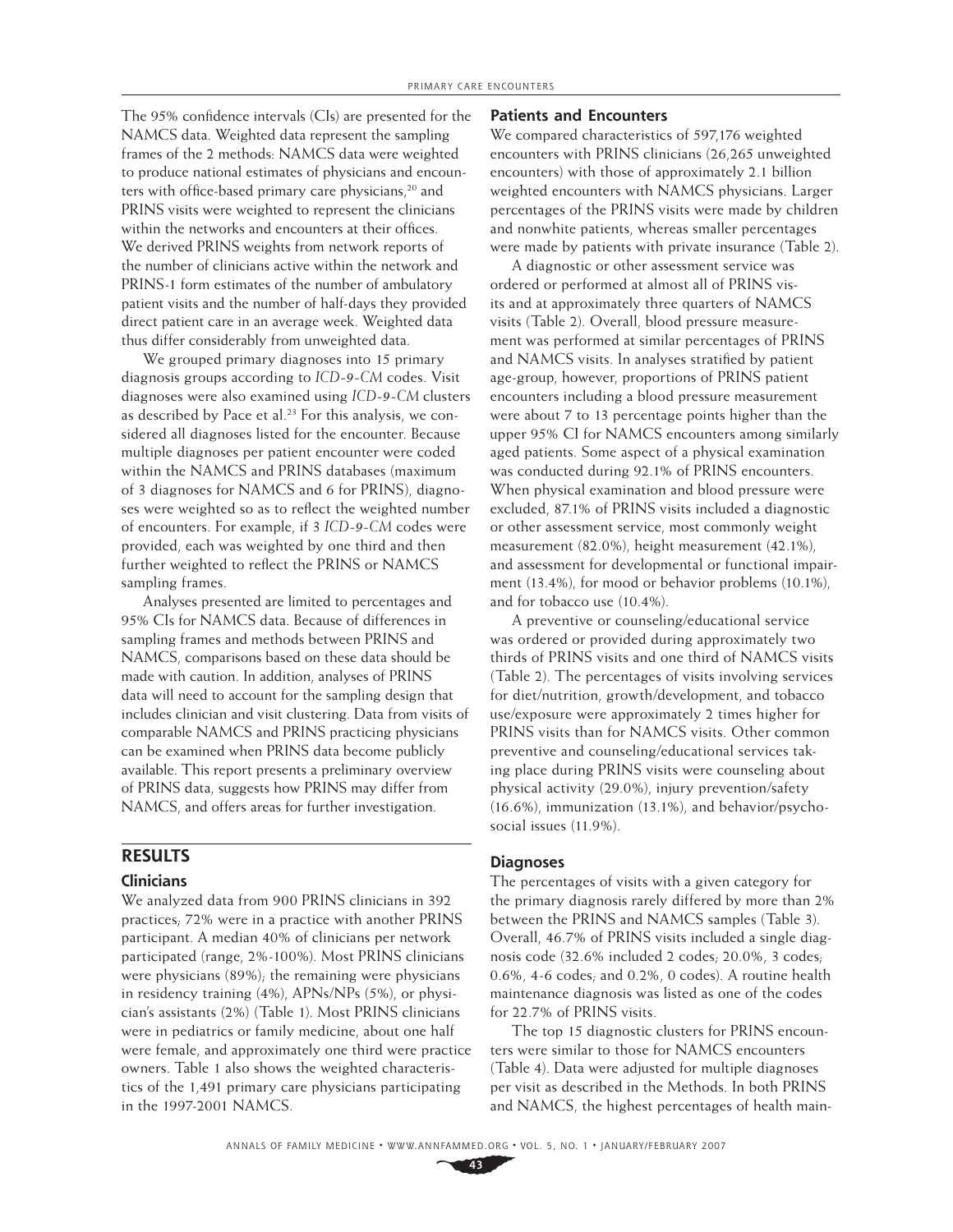The 95% confidence intervals (CIs) are presented for the NAMCS data. Weighted data represent the sampling frames of the 2 methods: NAMCS data were weighted to produce national estimates of physicians and encounters with office-based primary care physicians,[20] and PRINS visits were weighted to represent the clinicians within the networks and encounters at their offices. We derived PRINS weights from network reports of the number of clinicians active within the network and PRINS-1 form estimates of the number of ambulatory patient visits and the number of half-days they provided direct patient care in an average week. Weighted data thus differ considerably from unweighted data.

We grouped primary diagnoses into 15 primary diagnosis groups according to *ICD-9-CM* codes. Visit diagnoses were also examined using *ICD-9-CM* clusters as described by Pace et al.[23] For this analysis, we considered all diagnoses listed for the encounter. Because multiple diagnoses per patient encounter were coded within the NAMCS and PRINS databases (maximum of 3 diagnoses for NAMCS and 6 for PRINS), diagnoses were weighted so as to reflect the weighted number of encounters. For example, if 3 *ICD-9-CM* codes were provided, each was weighted by one third and then further weighted to reflect the PRINS or NAMCS sampling frames.

Analyses presented are limited to percentages and 95% CIs for NAMCS data. Because of differences in sampling frames and methods between PRINS and NAMCS, comparisons based on these data should be made with caution. In addition, analyses of PRINS data will need to account for the sampling design that includes clinician and visit clustering. Data from visits of comparable NAMCS and PRINS practicing physicians can be examined when PRINS data become publicly available. This report presents a preliminary overview of PRINS data, suggests how PRINS may differ from NAMCS, and offers areas for further investigation.

## RESULTS

### Clinicians

We analyzed data from 900 PRINS clinicians in 392 practices; 72% were in a practice with another PRINS participant. A median 40% of clinicians per network participated (range, 2%-100%). Most PRINS clinicians were physicians (89%); the remaining were physicians in residency training (4%), APNs/NPs (5%), or physician's assistants (2%) (Table 1). Most PRINS clinicians were in pediatrics or family medicine, about one half were female, and approximately one third were practice owners. Table 1 also shows the weighted characteristics of the 1,491 primary care physicians participating in the 1997-2001 NAMCS.

### Patients and Encounters

We compared characteristics of 597,176 weighted encounters with PRINS clinicians (26,265 unweighted encounters) with those of approximately 2.1 billion weighted encounters with NAMCS physicians. Larger percentages of the PRINS visits were made by children and nonwhite patients, whereas smaller percentages were made by patients with private insurance (Table 2).

A diagnostic or other assessment service was ordered or performed at almost all of PRINS visits and at approximately three quarters of NAMCS visits (Table 2). Overall, blood pressure measurement was performed at similar percentages of PRINS and NAMCS visits. In analyses stratified by patient age-group, however, proportions of PRINS patient encounters including a blood pressure measurement were about 7 to 13 percentage points higher than the upper 95% CI for NAMCS encounters among similarly aged patients. Some aspect of a physical examination was conducted during 92.1% of PRINS encounters. When physical examination and blood pressure were excluded, 87.1% of PRINS visits included a diagnostic or other assessment service, most commonly weight measurement (82.0%), height measurement (42.1%), and assessment for developmental or functional impairment (13.4%), for mood or behavior problems (10.1%), and for tobacco use (10.4%).

A preventive or counseling/educational service was ordered or provided during approximately two thirds of PRINS visits and one third of NAMCS visits (Table 2). The percentages of visits involving services for diet/nutrition, growth/development, and tobacco use/exposure were approximately 2 times higher for PRINS visits than for NAMCS visits. Other common preventive and counseling/educational services taking place during PRINS visits were counseling about physical activity (29.0%), injury prevention/safety (16.6%), immunization (13.1%), and behavior/psychosocial issues (11.9%).

### Diagnoses

The percentages of visits with a given category for the primary diagnosis rarely differed by more than 2% between the PRINS and NAMCS samples (Table 3). Overall, 46.7% of PRINS visits included a single diagnosis code (32.6% included 2 codes; 20.0%, 3 codes; 0.6%, 4-6 codes; and 0.2%, 0 codes). A routine health maintenance diagnosis was listed as one of the codes for 22.7% of PRINS visits.

The top 15 diagnostic clusters for PRINS encounters were similar to those for NAMCS encounters (Table 4). Data were adjusted for multiple diagnoses per visit as described in the Methods. In both PRINS and NAMCS, the highest percentages of health main-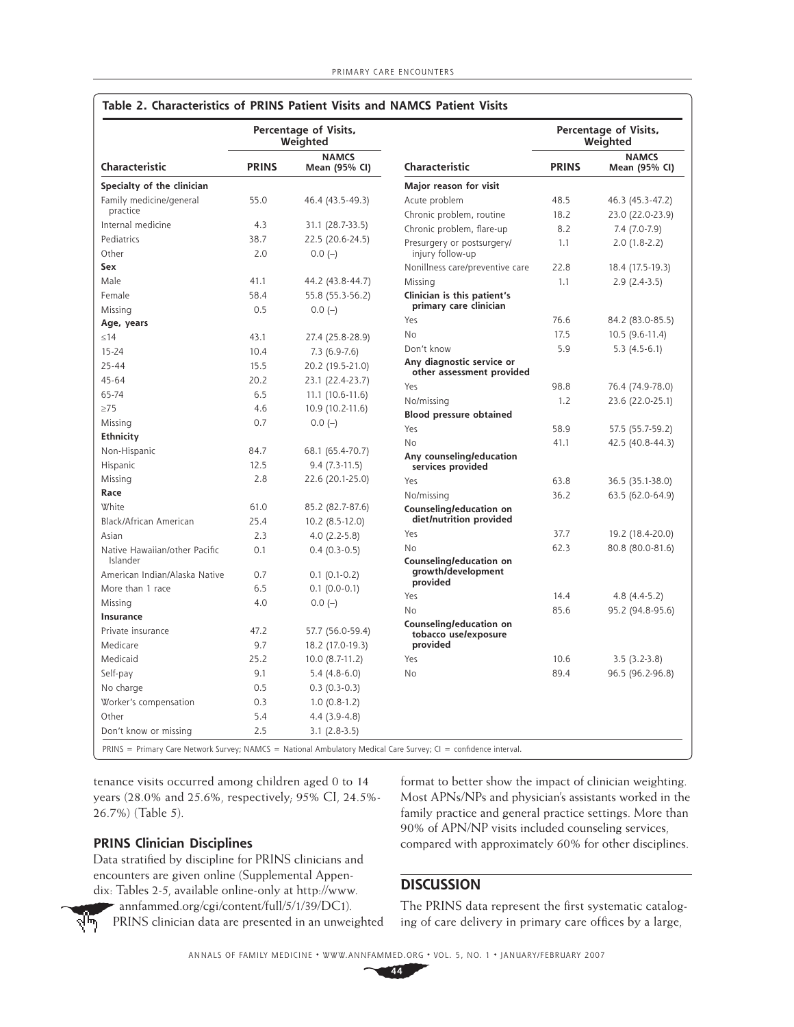**Table 2. Characteristics of PRINS Patient Visits and NAMCS Patient Visits**

| Characteristic | Percentage of Visits, Weighted | |
|---|---|---|
| | PRINS | NAMCS Mean (95% CI) |
| **Specialty of the clinician** | | |
| Family medicine/general practice | 55.0 | 46.4 (43.5-49.3) |
| Internal medicine | 4.3 | 31.1 (28.7-33.5) |
| Pediatrics | 38.7 | 22.5 (20.6-24.5) |
| Other | 2.0 | 0.0 (–) |
| **Sex** | | |
| Male | 41.1 | 44.2 (43.8-44.7) |
| Female | 58.4 | 55.8 (55.3-56.2) |
| Missing | 0.5 | 0.0 (–) |
| **Age, years** | | |
| ≤14 | 43.1 | 27.4 (25.8-28.9) |
| 15-24 | 10.4 | 7.3 (6.9-7.6) |
| 25-44 | 15.5 | 20.2 (19.5-21.0) |
| 45-64 | 20.2 | 23.1 (22.4-23.7) |
| 65-74 | 6.5 | 11.1 (10.6-11.6) |
| ≥75 | 4.6 | 10.9 (10.2-11.6) |
| Missing | 0.7 | 0.0 (–) |
| **Ethnicity** | | |
| Non-Hispanic | 84.7 | 68.1 (65.4-70.7) |
| Hispanic | 12.5 | 9.4 (7.3-11.5) |
| Missing | 2.8 | 22.6 (20.1-25.0) |
| **Race** | | |
| White | 61.0 | 85.2 (82.7-87.6) |
| Black/African American | 25.4 | 10.2 (8.5-12.0) |
| Asian | 2.3 | 4.0 (2.2-5.8) |
| Native Hawaiian/other Pacific Islander | 0.1 | 0.4 (0.3-0.5) |
| American Indian/Alaska Native | 0.7 | 0.1 (0.1-0.2) |
| More than 1 race | 6.5 | 0.1 (0.0-0.1) |
| Missing | 4.0 | 0.0 (–) |
| **Insurance** | | |
| Private insurance | 47.2 | 57.7 (56.0-59.4) |
| Medicare | 9.7 | 18.2 (17.0-19.3) |
| Medicaid | 25.2 | 10.0 (8.7-11.2) |
| Self-pay | 9.1 | 5.4 (4.8-6.0) |
| No charge | 0.5 | 0.3 (0.3-0.3) |
| Worker's compensation | 0.3 | 1.0 (0.8-1.2) |
| Other | 5.4 | 4.4 (3.9-4.8) |
| Don't know or missing | 2.5 | 3.1 (2.8-3.5) |
| **Major reason for visit** | | |
| Acute problem | 48.5 | 46.3 (45.3-47.2) |
| Chronic problem, routine | 18.2 | 23.0 (22.0-23.9) |
| Chronic problem, flare-up | 8.2 | 7.4 (7.0-7.9) |
| Presurgery or postsurgery/injury follow-up | 1.1 | 2.0 (1.8-2.2) |
| Nonillness care/preventive care | 22.8 | 18.4 (17.5-19.3) |
| Missing | 1.1 | 2.9 (2.4-3.5) |
| **Clinician is this patient's primary care clinician** | | |
| Yes | 76.6 | 84.2 (83.0-85.5) |
| No | 17.5 | 10.5 (9.6-11.4) |
| Don't know | 5.9 | 5.3 (4.5-6.1) |
| **Any diagnostic service or other assessment provided** | | |
| Yes | 98.8 | 76.4 (74.9-78.0) |
| No/missing | 1.2 | 23.6 (22.0-25.1) |
| **Blood pressure obtained** | | |
| Yes | 58.9 | 57.5 (55.7-59.2) |
| No | 41.1 | 42.5 (40.8-44.3) |
| **Any counseling/education services provided** | | |
| Yes | 63.8 | 36.5 (35.1-38.0) |
| No/missing | 36.2 | 63.5 (62.0-64.9) |
| **Counseling/education on diet/nutrition provided** | | |
| Yes | 37.7 | 19.2 (18.4-20.0) |
| No | 62.3 | 80.8 (80.0-81.6) |
| **Counseling/education on growth/development provided** | | |
| Yes | 14.4 | 4.8 (4.4-5.2) |
| No | 85.6 | 95.2 (94.8-95.6) |
| **Counseling/education on tobacco use/exposure provided** | | |
| Yes | 10.6 | 3.5 (3.2-3.8) |
| No | 89.4 | 96.5 (96.2-96.8) |

PRINS = Primary Care Network Survey; NAMCS = National Ambulatory Medical Care Survey; CI = confidence interval.

tenance visits occurred among children aged 0 to 14 years (28.0% and 25.6%, respectively; 95% CI, 24.5%-26.7%) (Table 5).

### PRINS Clinician Disciplines

Data stratified by discipline for PRINS clinicians and encounters are given online (Supplemental Appendix: Tables 2-5, available online-only at http://www.annfammed.org/cgi/content/full/5/1/39/DC1). PRINS clinician data are presented in an unweighted format to better show the impact of clinician weighting. Most APNs/NPs and physician's assistants worked in the family practice and general practice settings. More than 90% of APN/NP visits included counseling services, compared with approximately 60% for other disciplines.

## DISCUSSION

The PRINS data represent the first systematic cataloging of care delivery in primary care offices by a large,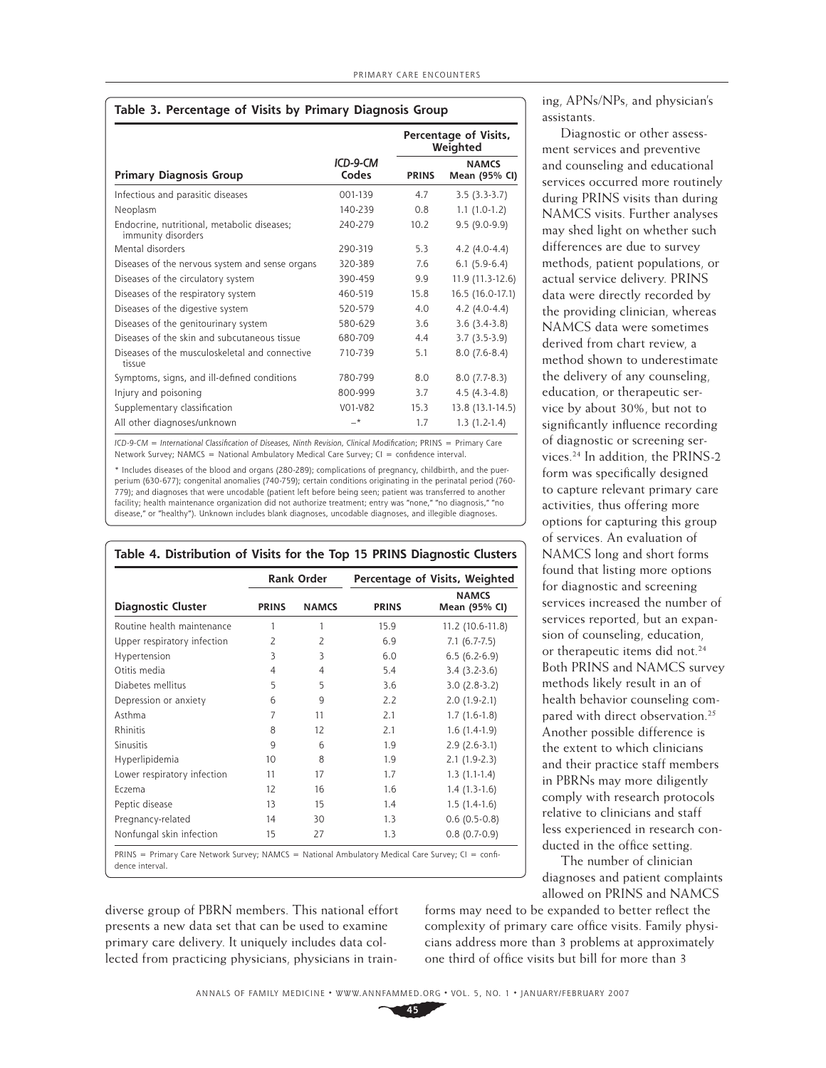**Table 3. Percentage of Visits by Primary Diagnosis Group**

| Primary Diagnosis Group | *ICD-9-CM* Codes | Percentage of Visits, Weighted | |
|---|---|---|---|
| | | PRINS | NAMCS Mean (95% CI) |
| Infectious and parasitic diseases | 001-139 | 4.7 | 3.5 (3.3-3.7) |
| Neoplasm | 140-239 | 0.8 | 1.1 (1.0-1.2) |
| Endocrine, nutritional, metabolic diseases; immunity disorders | 240-279 | 10.2 | 9.5 (9.0-9.9) |
| Mental disorders | 290-319 | 5.3 | 4.2 (4.0-4.4) |
| Diseases of the nervous system and sense organs | 320-389 | 7.6 | 6.1 (5.9-6.4) |
| Diseases of the circulatory system | 390-459 | 9.9 | 11.9 (11.3-12.6) |
| Diseases of the respiratory system | 460-519 | 15.8 | 16.5 (16.0-17.1) |
| Diseases of the digestive system | 520-579 | 4.0 | 4.2 (4.0-4.4) |
| Diseases of the genitourinary system | 580-629 | 3.6 | 3.6 (3.4-3.8) |
| Diseases of the skin and subcutaneous tissue | 680-709 | 4.4 | 3.7 (3.5-3.9) |
| Diseases of the musculoskeletal and connective tissue | 710-739 | 5.1 | 8.0 (7.6-8.4) |
| Symptoms, signs, and ill-defined conditions | 780-799 | 8.0 | 8.0 (7.7-8.3) |
| Injury and poisoning | 800-999 | 3.7 | 4.5 (4.3-4.8) |
| Supplementary classification | V01-V82 | 15.3 | 13.8 (13.1-14.5) |
| All other diagnoses/unknown | –* | 1.7 | 1.3 (1.2-1.4) |

*ICD-9-CM* = *International Classification of Diseases, Ninth Revision, Clinical Modification*; PRINS = Primary Care Network Survey; NAMCS = National Ambulatory Medical Care Survey; CI = confidence interval.

* Includes diseases of the blood and organs (280-289); complications of pregnancy, childbirth, and the puerperium (630-677); congenital anomalies (740-759); certain conditions originating in the perinatal period (760-779); and diagnoses that were uncodable (patient left before being seen; patient was transferred to another facility; health maintenance organization did not authorize treatment; entry was "none," "no diagnosis," "no disease," or "healthy"). Unknown includes blank diagnoses, uncodable diagnoses, and illegible diagnoses.

**Table 4. Distribution of Visits for the Top 15 PRINS Diagnostic Clusters**

| Diagnostic Cluster | Rank Order | | Percentage of Visits, Weighted | |
|---|---|---|---|---|
| | PRINS | NAMCS | PRINS | NAMCS Mean (95% CI) |
| Routine health maintenance | 1 | 1 | 15.9 | 11.2 (10.6-11.8) |
| Upper respiratory infection | 2 | 2 | 6.9 | 7.1 (6.7-7.5) |
| Hypertension | 3 | 3 | 6.0 | 6.5 (6.2-6.9) |
| Otitis media | 4 | 4 | 5.4 | 3.4 (3.2-3.6) |
| Diabetes mellitus | 5 | 5 | 3.6 | 3.0 (2.8-3.2) |
| Depression or anxiety | 6 | 9 | 2.2 | 2.0 (1.9-2.1) |
| Asthma | 7 | 11 | 2.1 | 1.7 (1.6-1.8) |
| Rhinitis | 8 | 12 | 2.1 | 1.6 (1.4-1.9) |
| Sinusitis | 9 | 6 | 1.9 | 2.9 (2.6-3.1) |
| Hyperlipidemia | 10 | 8 | 1.9 | 2.1 (1.9-2.3) |
| Lower respiratory infection | 11 | 17 | 1.7 | 1.3 (1.1-1.4) |
| Eczema | 12 | 16 | 1.6 | 1.4 (1.3-1.6) |
| Peptic disease | 13 | 15 | 1.4 | 1.5 (1.4-1.6) |
| Pregnancy-related | 14 | 30 | 1.3 | 0.6 (0.5-0.8) |
| Nonfungal skin infection | 15 | 27 | 1.3 | 0.8 (0.7-0.9) |

PRINS = Primary Care Network Survey; NAMCS = National Ambulatory Medical Care Survey; CI = confidence interval.

diverse group of PBRN members. This national effort presents a new data set that can be used to examine primary care delivery. It uniquely includes data collected from practicing physicians, physicians in training, APNs/NPs, and physician's assistants.

Diagnostic or other assessment services and preventive and counseling and educational services occurred more routinely during PRINS visits than during NAMCS visits. Further analyses may shed light on whether such differences are due to survey methods, patient populations, or actual service delivery. PRINS data were directly recorded by the providing clinician, whereas NAMCS data were sometimes derived from chart review, a method shown to underestimate the delivery of any counseling, education, or therapeutic service by about 30%, but not to significantly influence recording of diagnostic or screening services.[24] In addition, the PRINS-2 form was specifically designed to capture relevant primary care activities, thus offering more options for capturing this group of services. An evaluation of NAMCS long and short forms found that listing more options for diagnostic and screening services increased the number of services reported, but an expansion of counseling, education, or therapeutic items did not.[24] Both PRINS and NAMCS survey methods likely result in an of health behavior counseling compared with direct observation.[25] Another possible difference is the extent to which clinicians and their practice staff members in PBRNs may more diligently comply with research protocols relative to clinicians and staff less experienced in research conducted in the office setting.

The number of clinician diagnoses and patient complaints allowed on PRINS and NAMCS forms may need to be expanded to better reflect the complexity of primary care office visits. Family physicians address more than 3 problems at approximately one third of office visits but bill for more than 3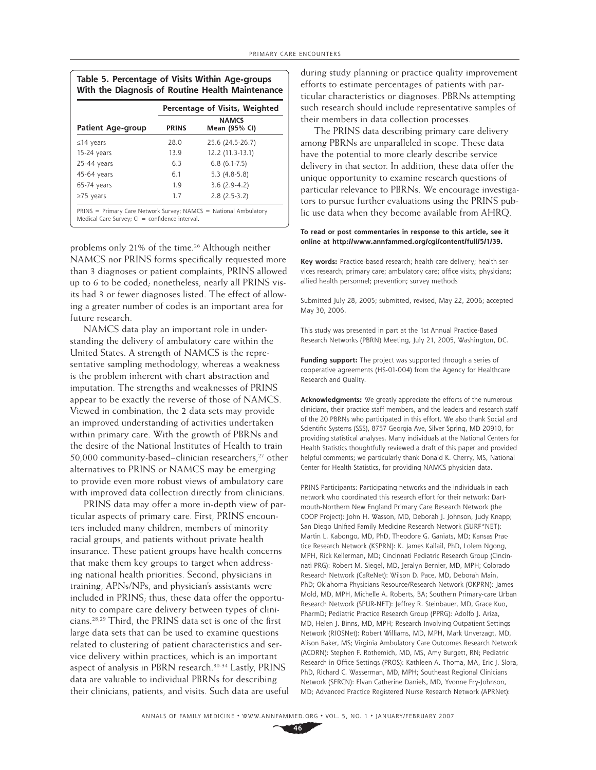**Table 5. Percentage of Visits Within Age-groups With the Diagnosis of Routine Health Maintenance**

| Patient Age-group | Percentage of Visits, Weighted | |
|---|---|---|
| | PRINS | NAMCS Mean (95% CI) |
| ≤14 years | 28.0 | 25.6 (24.5-26.7) |
| 15-24 years | 13.9 | 12.2 (11.3-13.1) |
| 25-44 years | 6.3 | 6.8 (6.1-7.5) |
| 45-64 years | 6.1 | 5.3 (4.8-5.8) |
| 65-74 years | 1.9 | 3.6 (2.9-4.2) |
| ≥75 years | 1.7 | 2.8 (2.5-3.2) |

PRINS = Primary Care Network Survey; NAMCS = National Ambulatory Medical Care Survey; CI = confidence interval.

problems only 21% of the time.[26] Although neither NAMCS nor PRINS forms specifically requested more than 3 diagnoses or patient complaints, PRINS allowed up to 6 to be coded; nonetheless, nearly all PRINS visits had 3 or fewer diagnoses listed. The effect of allowing a greater number of codes is an important area for future research.

NAMCS data play an important role in understanding the delivery of ambulatory care within the United States. A strength of NAMCS is the representative sampling methodology, whereas a weakness is the problem inherent with chart abstraction and imputation. The strengths and weaknesses of PRINS appear to be exactly the reverse of those of NAMCS. Viewed in combination, the 2 data sets may provide an improved understanding of activities undertaken within primary care. With the growth of PBRNs and the desire of the National Institutes of Health to train 50,000 community-based–clinician researchers,[27] other alternatives to PRINS or NAMCS may be emerging to provide even more robust views of ambulatory care with improved data collection directly from clinicians.

PRINS data may offer a more in-depth view of particular aspects of primary care. First, PRINS encounters included many children, members of minority racial groups, and patients without private health insurance. These patient groups have health concerns that make them key groups to target when addressing national health priorities. Second, physicians in training, APNs/NPs, and physician's assistants were included in PRINS; thus, these data offer the opportunity to compare care delivery between types of clinicians.[28,29] Third, the PRINS data set is one of the first large data sets that can be used to examine questions related to clustering of patient characteristics and service delivery within practices, which is an important aspect of analysis in PBRN research.[30-34] Lastly, PRINS data are valuable to individual PBRNs for describing their clinicians, patients, and visits. Such data are useful during study planning or practice quality improvement efforts to estimate percentages of patients with particular characteristics or diagnoses. PBRNs attempting such research should include representative samples of their members in data collection processes.

The PRINS data describing primary care delivery among PBRNs are unparalleled in scope. These data have the potential to more clearly describe service delivery in that sector. In addition, these data offer the unique opportunity to examine research questions of particular relevance to PBRNs. We encourage investigators to pursue further evaluations using the PRINS public use data when they become available from AHRQ.

**To read or post commentaries in response to this article, see it online at http://www.annfammed.org/cgi/content/full/5/1/39.**

**Key words:** Practice-based research; health care delivery; health services research; primary care; ambulatory care; office visits; physicians; allied health personnel; prevention; survey methods

Submitted July 28, 2005; submitted, revised, May 22, 2006; accepted May 30, 2006.

This study was presented in part at the 1st Annual Practice-Based Research Networks (PBRN) Meeting, July 21, 2005, Washington, DC.

**Funding support:** The project was supported through a series of cooperative agreements (HS-01-004) from the Agency for Healthcare Research and Quality.

**Acknowledgments:** We greatly appreciate the efforts of the numerous clinicians, their practice staff members, and the leaders and research staff of the 20 PBRNs who participated in this effort. We also thank Social and Scientific Systems (SSS), 8757 Georgia Ave, Silver Spring, MD 20910, for providing statistical analyses. Many individuals at the National Centers for Health Statistics thoughtfully reviewed a draft of this paper and provided helpful comments; we particularly thank Donald K. Cherry, MS, National Center for Health Statistics, for providing NAMCS physician data.

PRINS Participants: Participating networks and the individuals in each network who coordinated this research effort for their network: Dartmouth-Northern New England Primary Care Research Network (the COOP Project): John H. Wasson, MD, Deborah J. Johnson, Judy Knapp; San Diego Unified Family Medicine Research Network (SURF*NET): Martin L. Kabongo, MD, PhD, Theodore G. Ganiats, MD; Kansas Practice Research Network (KSPRN): K. James Kallail, PhD, Lolem Ngong, MPH, Rick Kellerman, MD; Cincinnati Pediatric Research Group (Cincinnati PRG): Robert M. Siegel, MD, Jeralyn Bernier, MD, MPH; Colorado Research Network (CaReNet): Wilson D. Pace, MD, Deborah Main, PhD; Oklahoma Physicians Resource/Research Network (OKPRN): James Mold, MD, MPH, Michelle A. Roberts, BA; Southern Primary-care Urban Research Network (SPUR-NET): Jeffrey R. Steinbauer, MD, Grace Kuo, PharmD; Pediatric Practice Research Group (PPRG): Adolfo J. Ariza, MD, Helen J. Binns, MD, MPH; Research Involving Outpatient Settings Network (RIOSNet): Robert Williams, MD, MPH, Mark Unverzagt, MD, Alison Baker, MS; Virginia Ambulatory Care Outcomes Research Network (ACORN): Stephen F. Rothemich, MD, MS, Amy Burgett, RN; Pediatric Research in Office Settings (PROS): Kathleen A. Thoma, MA, Eric J. Slora, PhD, Richard C. Wasserman, MD, MPH; Southeast Regional Clinicians Network (SERCN): Elvan Catherine Daniels, MD, Yvonne Fry-Johnson, MD; Advanced Practice Registered Nurse Research Network (APRNet):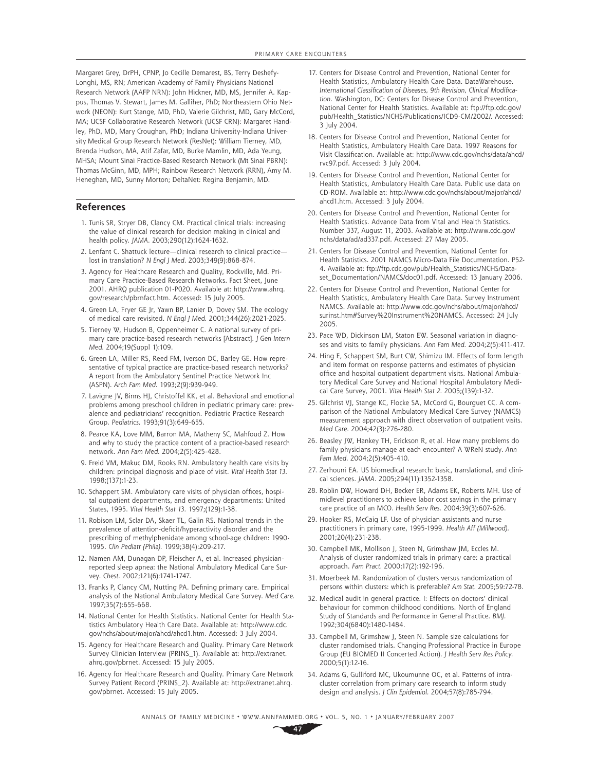Margaret Grey, DrPH, CPNP, Jo Cecille Demarest, BS, Terry Deshefy-Longhi, MS, RN; American Academy of Family Physicians National Research Network (AAFP NRN): John Hickner, MD, MS, Jennifer A. Kappus, Thomas V. Stewart, James M. Galliher, PhD; Northeastern Ohio Network (NEON): Kurt Stange, MD, PhD, Valerie Gilchrist, MD, Gary McCord, MA; UCSF Collaborative Research Network (UCSF CRN): Margaret Handley, PhD, MD, Mary Croughan, PhD; Indiana University-Indiana University Medical Group Research Network (ResNet): William Tierney, MD, Brenda Hudson, MA, Atif Zafar, MD, Burke Mamlin, MD, Ada Yeung, MHSA; Mount Sinai Practice-Based Research Network (Mt Sinai PBRN): Thomas McGinn, MD, MPH; Rainbow Research Network (RRN), Amy M. Heneghan, MD, Sunny Morton; DeltaNet: Regina Benjamin, MD.

## References

1. Tunis SR, Stryer DB, Clancy CM. Practical clinical trials: increasing the value of clinical research for decision making in clinical and health policy. *JAMA*. 2003;290(12):1624-1632.
2. Lenfant C. Shattuck lecture—clinical research to clinical practice—lost in translation? *N Engl J Med*. 2003;349(9):868-874.
3. Agency for Healthcare Research and Quality, Rockville, Md. Primary Care Practice-Based Research Networks. Fact Sheet, June 2001. AHRQ publication 01-P020. Available at: http://www.ahrq.gov/research/pbrnfact.htm. Accessed: 15 July 2005.
4. Green LA, Fryer GE Jr, Yawn BP, Lanier D, Dovey SM. The ecology of medical care revisited. *N Engl J Med*. 2001;344(26):2021-2025.
5. Tierney W, Hudson B, Oppenheimer C. A national survey of primary care practice-based research networks [Abstract]. *J Gen Intern Med*. 2004;19(Suppl 1):109.
6. Green LA, Miller RS, Reed FM, Iverson DC, Barley GE. How representative of typical practice are practice-based research networks? A report from the Ambulatory Sentinel Practice Network Inc (ASPN). *Arch Fam Med*. 1993;2(9):939-949.
7. Lavigne JV, Binns HJ, Christoffel KK, et al. Behavioral and emotional problems among preschool children in pediatric primary care: prevalence and pediatricians' recognition. Pediatric Practice Research Group. *Pediatrics*. 1993;91(3):649-655.
8. Pearce KA, Love MM, Barron MA, Matheny SC, Mahfoud Z. How and why to study the practice content of a practice-based research network. *Ann Fam Med*. 2004;2(5):425-428.
9. Freid VM, Makuc DM, Rooks RN. Ambulatory health care visits by children: principal diagnosis and place of visit. *Vital Health Stat 13*. 1998;(137):1-23.
10. Schappert SM. Ambulatory care visits of physician offices, hospital outpatient departments, and emergency departments: United States, 1995. *Vital Health Stat 13*. 1997;(129):1-38.
11. Robison LM, Sclar DA, Skaer TL, Galin RS. National trends in the prevalence of attention-deficit/hyperactivity disorder and the prescribing of methylphenidate among school-age children: 1990-1995. *Clin Pediatr (Phila)*. 1999;38(4):209-217.
12. Namen AM, Dunagan DP, Fleischer A, et al. Increased physician-reported sleep apnea: the National Ambulatory Medical Care Survey. *Chest*. 2002;121(6):1741-1747.
13. Franks P, Clancy CM, Nutting PA. Defining primary care. Empirical analysis of the National Ambulatory Medical Care Survey. *Med Care*. 1997;35(7):655-668.
14. National Center for Health Statistics. National Center for Health Statistics Ambulatory Health Care Data. Available at: http://www.cdc.gov/nchs/about/major/ahcd/ahcd1.htm. Accessed: 3 July 2004.
15. Agency for Healthcare Research and Quality. Primary Care Network Survey Clinician Interview (PRINS_1). Available at: http://extranet.ahrq.gov/pbrnet. Accessed: 15 July 2005.
16. Agency for Healthcare Research and Quality. Primary Care Network Survey Patient Record (PRINS_2). Available at: http://extranet.ahrq.gov/pbrnet. Accessed: 15 July 2005.
17. Centers for Disease Control and Prevention, National Center for Health Statistics, Ambulatory Health Care Data. DataWarehouse. *International Classification of Diseases, 9th Revision, Clinical Modification*. Washington, DC: Centers for Disease Control and Prevention, National Center for Health Statistics. Available at: ftp://ftp.cdc.gov/pub/Health_Statistics/NCHS/Publications/ICD9-CM/2002/. Accessed: 3 July 2004.
18. Centers for Disease Control and Prevention, National Center for Health Statistics, Ambulatory Health Care Data. 1997 Reasons for Visit Classification. Available at: http://www.cdc.gov/nchs/data/ahcd/rvc97.pdf. Accessed: 3 July 2004.
19. Centers for Disease Control and Prevention, National Center for Health Statistics, Ambulatory Health Care Data. Public use data on CD-ROM. Available at: http://www.cdc.gov/nchs/about/major/ahcd/ahcd1.htm. Accessed: 3 July 2004.
20. Centers for Disease Control and Prevention, National Center for Health Statistics. Advance Data from Vital and Health Statistics. Number 337, August 11, 2003. Available at: http://www.cdc.gov/nchs/data/ad/ad337.pdf. Accessed: 27 May 2005.
21. Centers for Disease Control and Prevention, National Center for Health Statistics. 2001 NAMCS Micro-Data File Documentation. P52-4. Available at: ftp://ftp.cdc.gov/pub/Health_Statistics/NCHS/Dataset_Documentation/NAMCS/doc01.pdf. Accessed: 13 January 2006.
22. Centers for Disease Control and Prevention, National Center for Health Statistics, Ambulatory Health Care Data. Survey Instrument NAMCS. Available at: http://www.cdc.gov/nchs/about/major/ahcd/surinst.htm#Survey%20Instrument%20NAMCS. Accessed: 24 July 2005.
23. Pace WD, Dickinson LM, Staton EW. Seasonal variation in diagnoses and visits to family physicians. *Ann Fam Med*. 2004;2(5):411-417.
24. Hing E, Schappert SM, Burt CW, Shimizu IM. Effects of form length and item format on response patterns and estimates of physician office and hospital outpatient department visits. National Ambulatory Medical Care Survey and National Hospital Ambulatory Medical Care Survey, 2001. *Vital Health Stat 2*. 2005;(139):1-32.
25. Gilchrist VJ, Stange KC, Flocke SA, McCord G, Bourguet CC. A comparison of the National Ambulatory Medical Care Survey (NAMCS) measurement approach with direct observation of outpatient visits. *Med Care*. 2004;42(3):276-280.
26. Beasley JW, Hankey TH, Erickson R, et al. How many problems do family physicians manage at each encounter? A WReN study. *Ann Fam Med*. 2004;2(5):405-410.
27. Zerhouni EA. US biomedical research: basic, translational, and clinical sciences. *JAMA*. 2005;294(11):1352-1358.
28. Roblin DW, Howard DH, Becker ER, Adams EK, Roberts MH. Use of midlevel practitioners to achieve labor cost savings in the primary care practice of an MCO. *Health Serv Res*. 2004;39(3):607-626.
29. Hooker RS, McCaig LF. Use of physician assistants and nurse practitioners in primary care, 1995-1999. *Health Aff (Millwood)*. 2001;20(4):231-238.
30. Campbell MK, Mollison J, Steen N, Grimshaw JM, Eccles M. Analysis of cluster randomized trials in primary care: a practical approach. *Fam Pract*. 2000;17(2):192-196.
31. Moerbeek M. Randomization of clusters versus randomization of persons within clusters: which is preferable? *Am Stat*. 2005;59:72-78.
32. Medical audit in general practice. I: Effects on doctors' clinical behaviour for common childhood conditions. North of England Study of Standards and Performance in General Practice. *BMJ*. 1992;304(6840):1480-1484.
33. Campbell M, Grimshaw J, Steen N. Sample size calculations for cluster randomised trials. Changing Professional Practice in Europe Group (EU BIOMED II Concerted Action). *J Health Serv Res Policy*. 2000;5(1):12-16.
34. Adams G, Gulliford MC, Ukoumunne OC, et al. Patterns of intra-cluster correlation from primary care research to inform study design and analysis. *J Clin Epidemiol*. 2004;57(8):785-794.